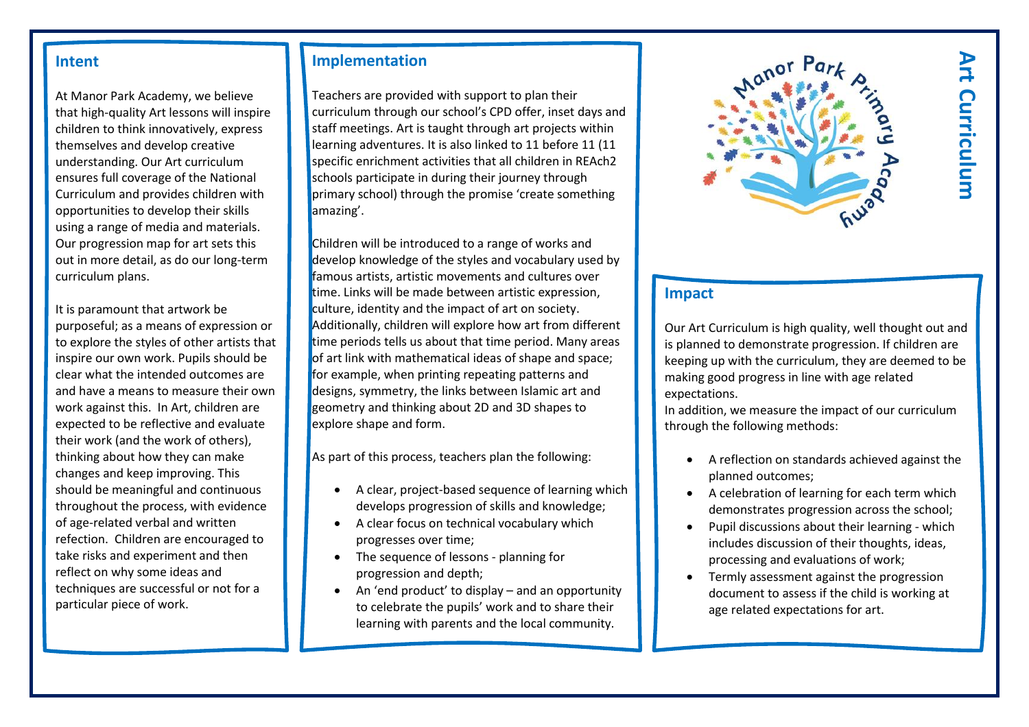# Art Curriculum

## Intent

At Manor Park Academy, we believe that high-quality Art lessons will inspire children to think innovatively, express themselves and develop creative understanding. Our Art curriculum ensures full coverage of the National Curriculum and provides children with opportunities to develop their skills using a range of media and materials. Our progression map for art sets this out in more detail, as do our long-term curriculum plans.

It is paramount that artwork be purposeful; as a means of expression or to explore the styles of other artists that inspire our own work. Pupils should be clear what the intended outcomes are and have a means to measure their own work against this. In Art, children are expected to be reflective and evaluate their work (and the work of others), thinking about how they can make changes and keep improving. This should be meaningful and continuous throughout the process, with evidence of age-related verbal and written refection. Children are encouraged to take risks and experiment and then reflect on why some ideas and techniques are successful or not for a particular piece of work.

## Implementation

Teachers are provided with support to plan their curriculum through our school's CPD offer, inset days and staff meetings. Art is taught through art projects within learning adventures. It is also linked to 11 before 11 (11 specific enrichment activities that all children in REAch2 schools participate in during their journey through primary school) through the promise 'create something amazing'.

Children will be introduced to a range of works and develop knowledge of the styles and vocabulary used by famous artists, artistic movements and cultures over time. Links will be made between artistic expression, culture, identity and the impact of art on society. Additionally, children will explore how art from different time periods tells us about that time period. Many areas of art link with mathematical ideas of shape and space; for example, when printing repeating patterns and designs, symmetry, the links between Islamic art and geometry and thinking about 2D and 3D shapes to explore shape and form.

As part of this process, teachers plan the following:

- A clear, project-based sequence of learning which develops progression of skills and knowledge;
- A clear focus on technical vocabulary which progresses over time;
- The sequence of lessons - planning for progression and depth;
- An 'end product' to display – and an opportunity to celebrate the pupils' work and to share their learning with parents and the local community.

Manor Park Primary Academy

## Impact

Our Art Curriculum is high quality, well thought out and is planned to demonstrate progression. If children are keeping up with the curriculum, they are deemed to be making good progress in line with age related expectations.

In addition, we measure the impact of our curriculum through the following methods:

- A reflection on standards achieved against the planned outcomes;
- A celebration of learning for each term which demonstrates progression across the school;
- Pupil discussions about their learning - which includes discussion of their thoughts, ideas, processing and evaluations of work;
- Termly assessment against the progression document to assess if the child is working at age related expectations for art.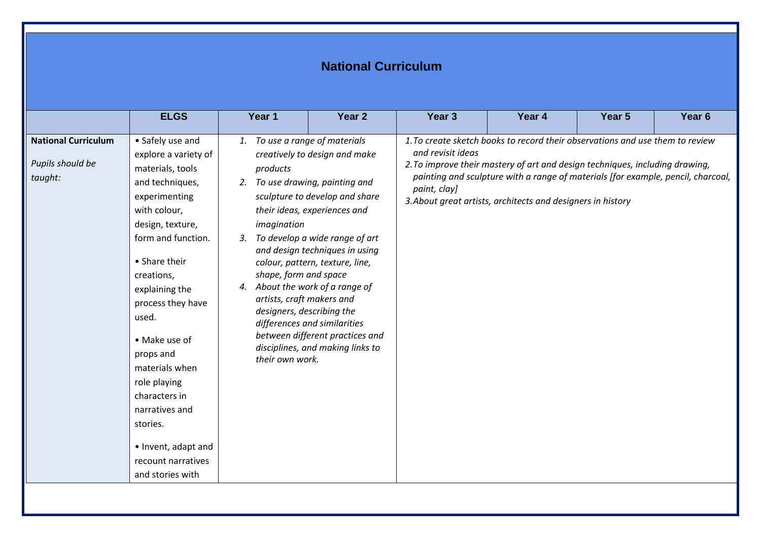| National Curriculum | | | | | | | |
|---|---|---|---|---|---|---|---|
| | ELGS | Year 1 | Year 2 | Year 3 | Year 4 | Year 5 | Year 6 |
| **National Curriculum**<br><br>*Pupils should be taught:* | • Safely use and explore a variety of materials, tools and techniques, experimenting with colour, design, texture, form and function.<br><br>• Share their creations, explaining the process they have used.<br><br>• Make use of props and materials when role playing characters in narratives and stories.<br><br>• Invent, adapt and recount narratives and stories with | *1. To use a range of materials creatively to design and make products*<br>*2. To use drawing, painting and sculpture to develop and share their ideas, experiences and imagination*<br>*3. To develop a wide range of art and design techniques in using colour, pattern, texture, line, shape, form and space*<br>*4. About the work of a range of artists, craft makers and designers, describing the differences and similarities between different practices and disciplines, and making links to their own work.* | | *1. To create sketch books to record their observations and use them to review and revisit ideas*<br>*2. To improve their mastery of art and design techniques, including drawing, painting and sculpture with a range of materials [for example, pencil, charcoal, paint, clay]*<br>*3. About great artists, architects and designers in history* | | | |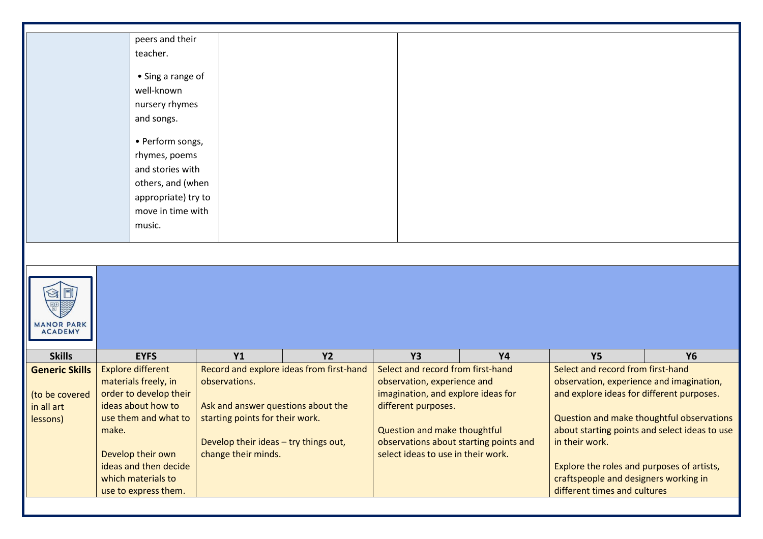| | | | |
|---|---|---|---|
| | peers and their teacher.<br><br>• Sing a range of well-known nursery rhymes and songs.<br><br>• Perform songs, rhymes, poems and stories with others, and (when appropriate) try to move in time with music. | | |

MANOR PARK ACADEMY

| Skills | EYFS | Y1 | Y2 | Y3 | Y4 | Y5 | Y6 |
|---|---|---|---|---|---|---|---|
| **Generic Skills**<br><br>(to be covered in all art lessons) | Explore different materials freely, in order to develop their ideas about how to use them and what to make.<br><br>Develop their own ideas and then decide which materials to use to express them. | Record and explore ideas from first-hand observations.<br><br>Ask and answer questions about the starting points for their work.<br><br>Develop their ideas – try things out, change their minds. | | Select and record from first-hand observation, experience and imagination, and explore ideas for different purposes.<br><br>Question and make thoughtful observations about starting points and select ideas to use in their work. | | Select and record from first-hand observation, experience and imagination, and explore ideas for different purposes.<br><br>Question and make thoughtful observations about starting points and select ideas to use in their work.<br><br>Explore the roles and purposes of artists, craftspeople and designers working in different times and cultures | |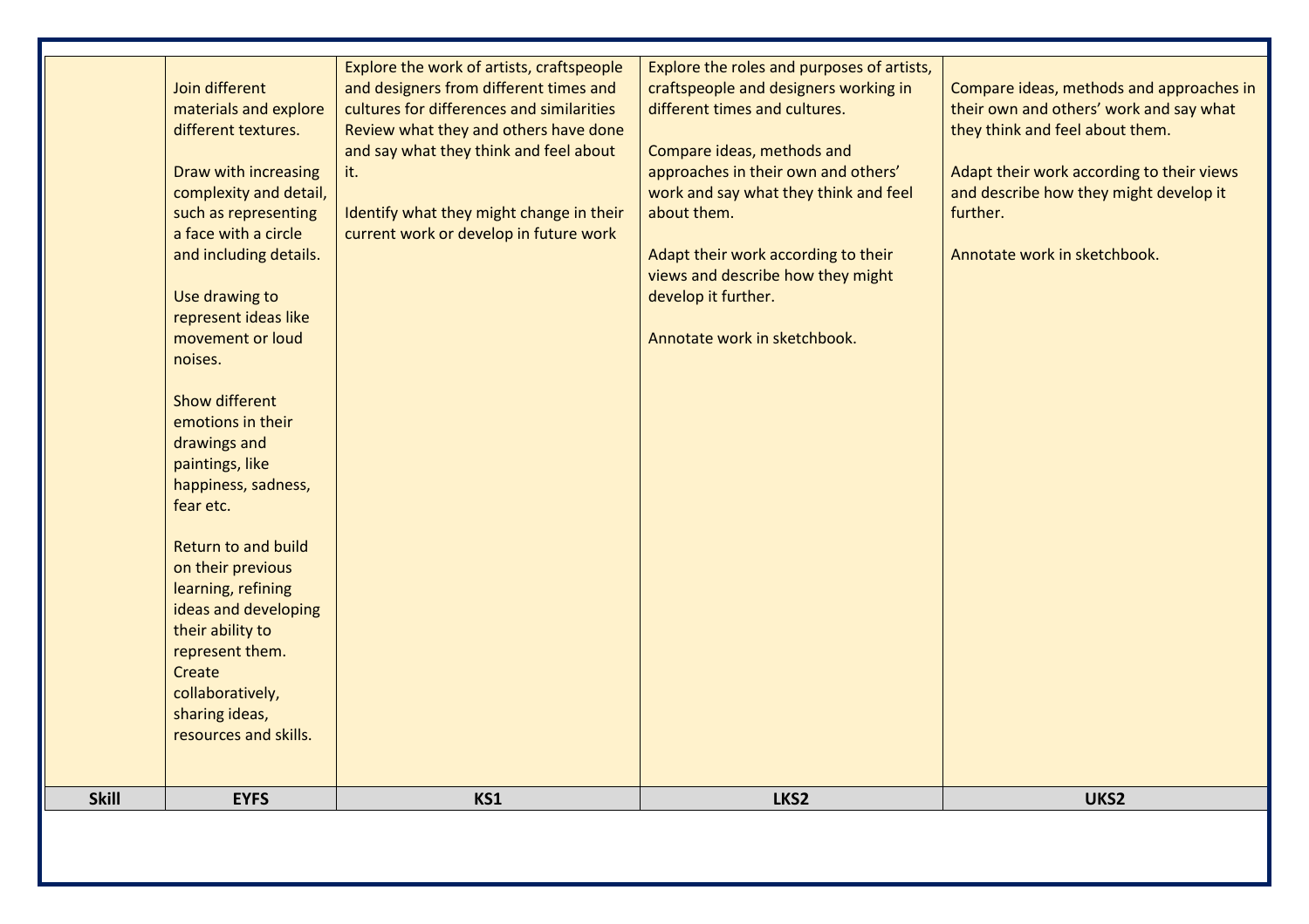| | | | | |
|---|---|---|---|---|
| | Join different materials and explore different textures.<br><br>Draw with increasing complexity and detail, such as representing a face with a circle and including details.<br><br>Use drawing to represent ideas like movement or loud noises.<br><br>Show different emotions in their drawings and paintings, like happiness, sadness, fear etc.<br><br>Return to and build on their previous learning, refining ideas and developing their ability to represent them.<br>Create collaboratively, sharing ideas, resources and skills. | Explore the work of artists, craftspeople and designers from different times and cultures for differences and similarities<br>Review what they and others have done and say what they think and feel about it.<br><br>Identify what they might change in their current work or develop in future work | Explore the roles and purposes of artists, craftspeople and designers working in different times and cultures.<br><br>Compare ideas, methods and approaches in their own and others' work and say what they think and feel about them.<br><br>Adapt their work according to their views and describe how they might develop it further.<br><br>Annotate work in sketchbook. | Compare ideas, methods and approaches in their own and others' work and say what they think and feel about them.<br><br>Adapt their work according to their views and describe how they might develop it further.<br><br>Annotate work in sketchbook. |
| **Skill** | **EYFS** | **KS1** | **LKS2** | **UKS2** |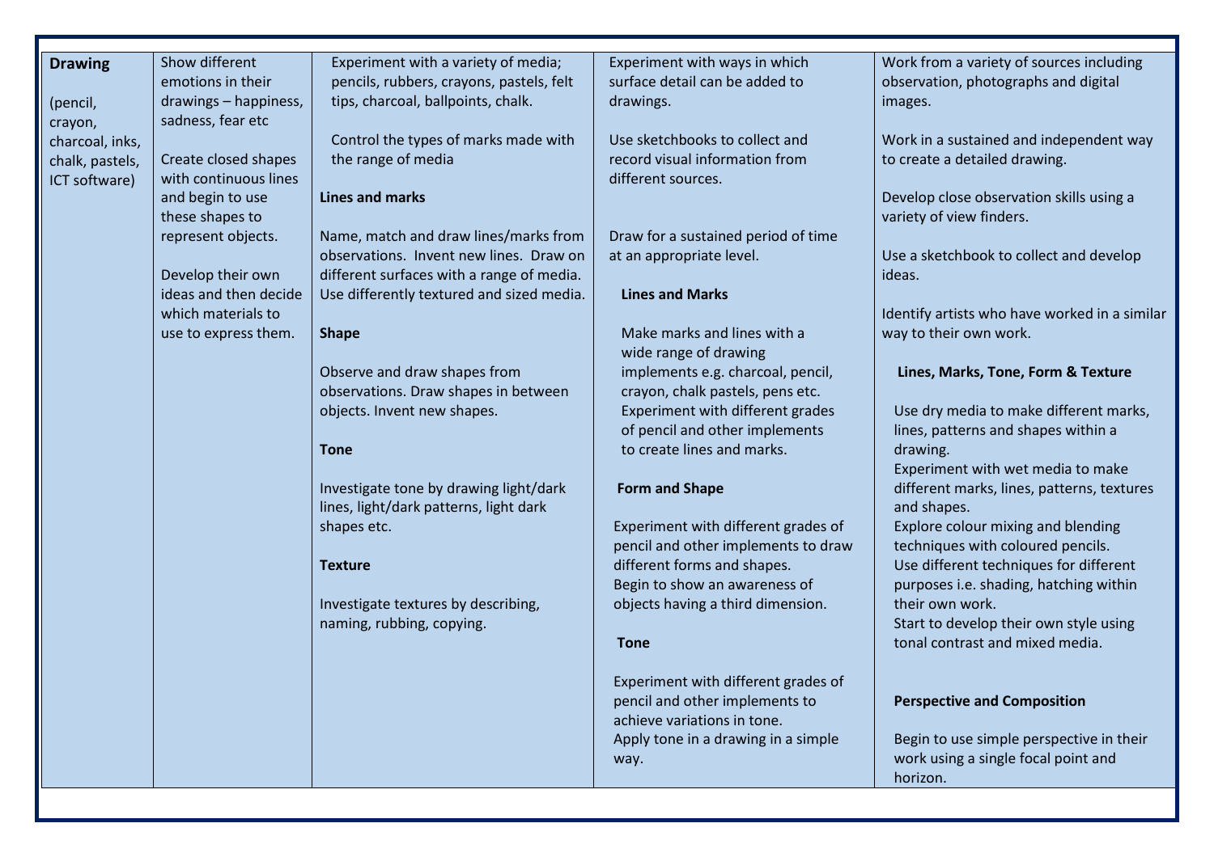| **Drawing** (pencil, crayon, charcoal, inks, chalk, pastels, ICT software) | Show different emotions in their drawings – happiness, sadness, fear etc<br><br>Create closed shapes with continuous lines and begin to use these shapes to represent objects.<br><br>Develop their own ideas and then decide which materials to use to express them. | Experiment with a variety of media; pencils, rubbers, crayons, pastels, felt tips, charcoal, ballpoints, chalk.<br><br>Control the types of marks made with the range of media<br><br>**Lines and marks**<br><br>Name, match and draw lines/marks from observations. Invent new lines. Draw on different surfaces with a range of media. Use differently textured and sized media.<br><br>**Shape**<br><br>Observe and draw shapes from observations. Draw shapes in between objects. Invent new shapes.<br><br>**Tone**<br><br>Investigate tone by drawing light/dark lines, light/dark patterns, light dark shapes etc.<br><br>**Texture**<br><br>Investigate textures by describing, naming, rubbing, copying. | Experiment with ways in which surface detail can be added to drawings.<br><br>Use sketchbooks to collect and record visual information from different sources.<br><br>Draw for a sustained period of time at an appropriate level.<br><br>**Lines and Marks**<br><br>Make marks and lines with a wide range of drawing implements e.g. charcoal, pencil, crayon, chalk pastels, pens etc.<br>Experiment with different grades of pencil and other implements to create lines and marks.<br><br>**Form and Shape**<br><br>Experiment with different grades of pencil and other implements to draw different forms and shapes.<br>Begin to show an awareness of objects having a third dimension.<br><br>**Tone**<br><br>Experiment with different grades of pencil and other implements to achieve variations in tone.<br>Apply tone in a drawing in a simple way. | Work from a variety of sources including observation, photographs and digital images.<br><br>Work in a sustained and independent way to create a detailed drawing.<br><br>Develop close observation skills using a variety of view finders.<br><br>Use a sketchbook to collect and develop ideas.<br><br>Identify artists who have worked in a similar way to their own work.<br><br>**Lines, Marks, Tone, Form & Texture**<br><br>Use dry media to make different marks, lines, patterns and shapes within a drawing.<br>Experiment with wet media to make different marks, lines, patterns, textures and shapes.<br>Explore colour mixing and blending techniques with coloured pencils.<br>Use different techniques for different purposes i.e. shading, hatching within their own work.<br>Start to develop their own style using tonal contrast and mixed media.<br><br>**Perspective and Composition**<br><br>Begin to use simple perspective in their work using a single focal point and horizon. |
|---|---|---|---|---|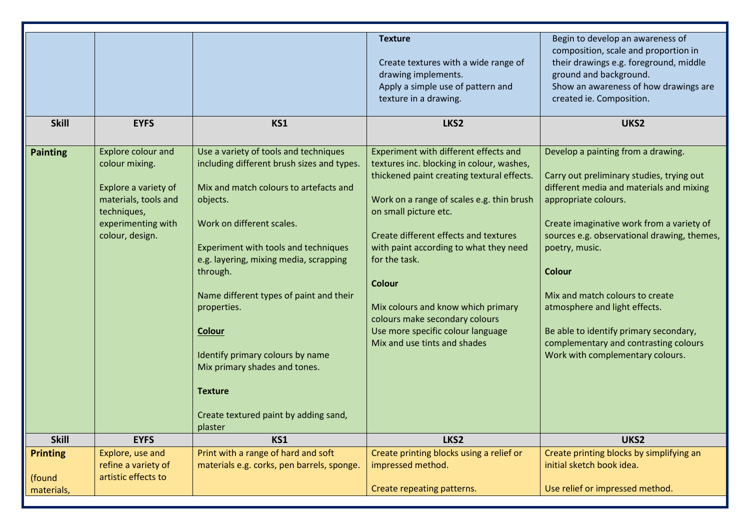| | | | **Texture**<br><br>Create textures with a wide range of drawing implements.<br>Apply a simple use of pattern and texture in a drawing. | Begin to develop an awareness of composition, scale and proportion in their drawings e.g. foreground, middle ground and background.<br>Show an awareness of how drawings are created ie. Composition. |
|---|---|---|---|---|
| **Skill** | **EYFS** | **KS1** | **LKS2** | **UKS2** |
| **Painting** | Explore colour and colour mixing.<br><br>Explore a variety of materials, tools and techniques, experimenting with colour, design. | Use a variety of tools and techniques including different brush sizes and types.<br><br>Mix and match colours to artefacts and objects.<br><br>Work on different scales.<br><br>Experiment with tools and techniques e.g. layering, mixing media, scrapping through.<br><br>Name different types of paint and their properties.<br><br>**Colour**<br><br>Identify primary colours by name<br>Mix primary shades and tones.<br><br>**Texture**<br><br>Create textured paint by adding sand, plaster | Experiment with different effects and textures inc. blocking in colour, washes, thickened paint creating textural effects.<br><br>Work on a range of scales e.g. thin brush on small picture etc.<br><br>Create different effects and textures with paint according to what they need for the task.<br><br>**Colour**<br><br>Mix colours and know which primary colours make secondary colours<br>Use more specific colour language<br>Mix and use tints and shades | Develop a painting from a drawing.<br><br>Carry out preliminary studies, trying out different media and materials and mixing appropriate colours.<br><br>Create imaginative work from a variety of sources e.g. observational drawing, themes, poetry, music.<br><br>**Colour**<br><br>Mix and match colours to create atmosphere and light effects.<br><br>Be able to identify primary secondary, complementary and contrasting colours<br>Work with complementary colours. |
| **Skill** | **EYFS** | **KS1** | **LKS2** | **UKS2** |
| **Printing**<br><br>(found materials, | Explore, use and refine a variety of artistic effects to | Print with a range of hard and soft materials e.g. corks, pen barrels, sponge. | Create printing blocks using a relief or impressed method.<br><br>Create repeating patterns. | Create printing blocks by simplifying an initial sketch book idea.<br><br>Use relief or impressed method. |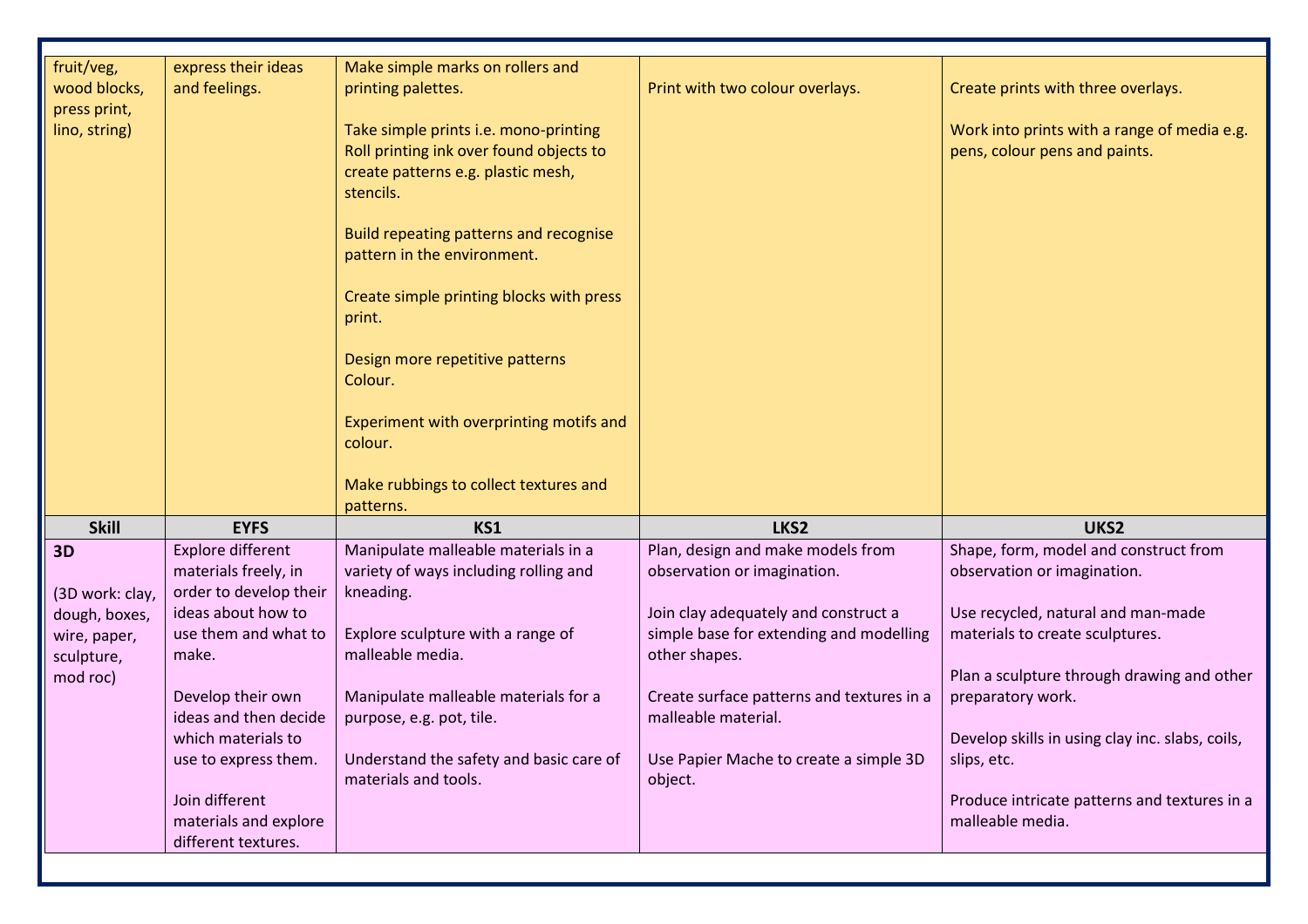| | | | | |
|---|---|---|---|---|
| fruit/veg, wood blocks, press print, lino, string) | express their ideas and feelings. | Make simple marks on rollers and printing palettes.<br><br>Take simple prints i.e. mono-printing Roll printing ink over found objects to create patterns e.g. plastic mesh, stencils.<br><br>Build repeating patterns and recognise pattern in the environment.<br><br>Create simple printing blocks with press print.<br><br>Design more repetitive patterns Colour.<br><br>Experiment with overprinting motifs and colour.<br><br>Make rubbings to collect textures and patterns. | Print with two colour overlays. | Create prints with three overlays.<br><br>Work into prints with a range of media e.g. pens, colour pens and paints. |
| **Skill** | **EYFS** | **KS1** | **LKS2** | **UKS2** |
| **3D**<br><br>(3D work: clay, dough, boxes, wire, paper, sculpture, mod roc) | Explore different materials freely, in order to develop their ideas about how to use them and what to make.<br><br>Develop their own ideas and then decide which materials to use to express them.<br><br>Join different materials and explore different textures. | Manipulate malleable materials in a variety of ways including rolling and kneading.<br><br>Explore sculpture with a range of malleable media.<br><br>Manipulate malleable materials for a purpose, e.g. pot, tile.<br><br>Understand the safety and basic care of materials and tools. | Plan, design and make models from observation or imagination.<br><br>Join clay adequately and construct a simple base for extending and modelling other shapes.<br><br>Create surface patterns and textures in a malleable material.<br><br>Use Papier Mache to create a simple 3D object. | Shape, form, model and construct from observation or imagination.<br><br>Use recycled, natural and man-made materials to create sculptures.<br><br>Plan a sculpture through drawing and other preparatory work.<br><br>Develop skills in using clay inc. slabs, coils, slips, etc.<br><br>Produce intricate patterns and textures in a malleable media. |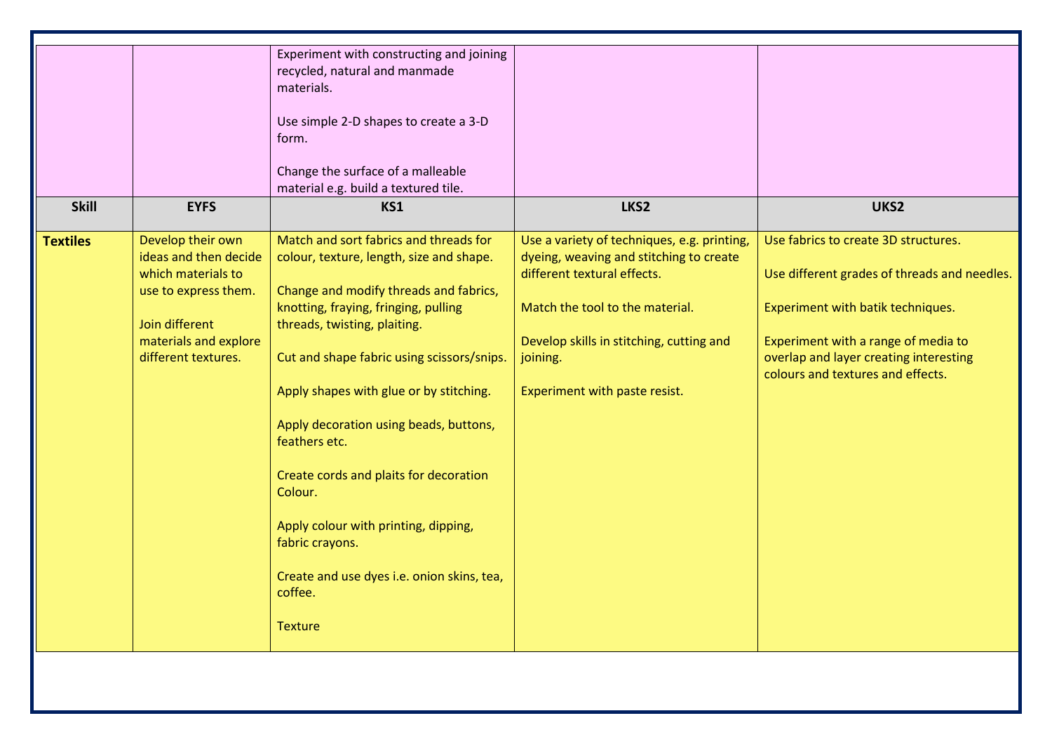|  |  | Experiment with constructing and joining recycled, natural and manmade materials.<br><br>Use simple 2-D shapes to create a 3-D form.<br><br>Change the surface of a malleable material e.g. build a textured tile. |  |  |
|---|---|---|---|---|
| **Skill** | **EYFS** | **KS1** | **LKS2** | **UKS2** |
| **Textiles** | Develop their own ideas and then decide which materials to use to express them.<br><br>Join different materials and explore different textures. | Match and sort fabrics and threads for colour, texture, length, size and shape.<br><br>Change and modify threads and fabrics, knotting, fraying, fringing, pulling threads, twisting, plaiting.<br><br>Cut and shape fabric using scissors/snips.<br><br>Apply shapes with glue or by stitching.<br><br>Apply decoration using beads, buttons, feathers etc.<br><br>Create cords and plaits for decoration Colour.<br><br>Apply colour with printing, dipping, fabric crayons.<br><br>Create and use dyes i.e. onion skins, tea, coffee.<br><br>Texture | Use a variety of techniques, e.g. printing, dyeing, weaving and stitching to create different textural effects.<br><br>Match the tool to the material.<br><br>Develop skills in stitching, cutting and joining.<br><br>Experiment with paste resist. | Use fabrics to create 3D structures.<br><br>Use different grades of threads and needles.<br><br>Experiment with batik techniques.<br><br>Experiment with a range of media to overlap and layer creating interesting colours and textures and effects. |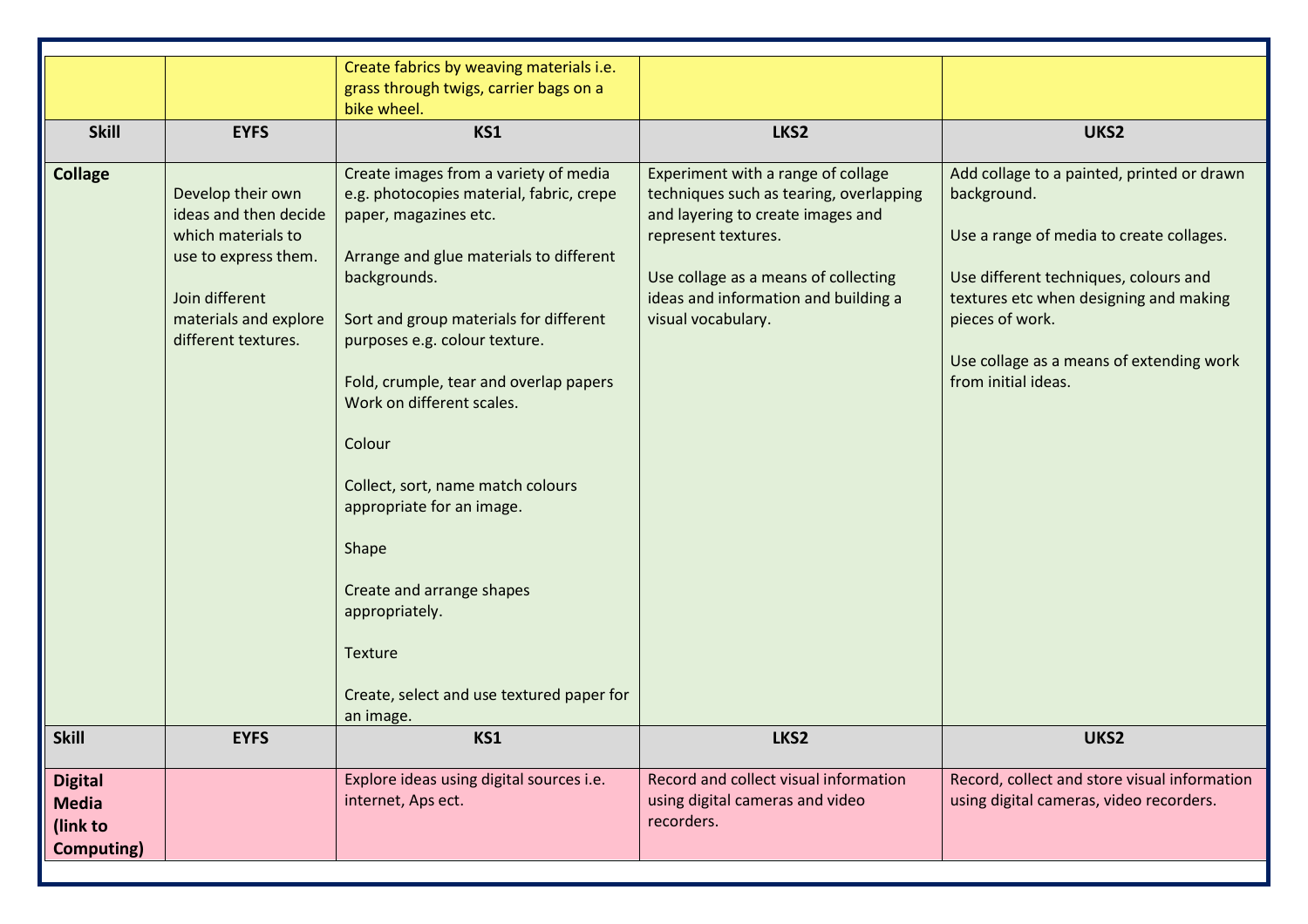| | | Create fabrics by weaving materials i.e. grass through twigs, carrier bags on a bike wheel. | | |
|---|---|---|---|---|
| **Skill** | **EYFS** | **KS1** | **LKS2** | **UKS2** |
| **Collage** | Develop their own ideas and then decide which materials to use to express them.<br><br>Join different materials and explore different textures. | Create images from a variety of media e.g. photocopies material, fabric, crepe paper, magazines etc.<br><br>Arrange and glue materials to different backgrounds.<br><br>Sort and group materials for different purposes e.g. colour texture.<br><br>Fold, crumple, tear and overlap papers Work on different scales.<br><br>Colour<br><br>Collect, sort, name match colours appropriate for an image.<br><br>Shape<br><br>Create and arrange shapes appropriately.<br><br>Texture<br><br>Create, select and use textured paper for an image. | Experiment with a range of collage techniques such as tearing, overlapping and layering to create images and represent textures.<br><br>Use collage as a means of collecting ideas and information and building a visual vocabulary. | Add collage to a painted, printed or drawn background.<br><br>Use a range of media to create collages.<br><br>Use different techniques, colours and textures etc when designing and making pieces of work.<br><br>Use collage as a means of extending work from initial ideas. |
| **Skill** | **EYFS** | **KS1** | **LKS2** | **UKS2** |
| **Digital Media (link to Computing)** | | Explore ideas using digital sources i.e. internet, Aps ect. | Record and collect visual information using digital cameras and video recorders. | Record, collect and store visual information using digital cameras, video recorders. |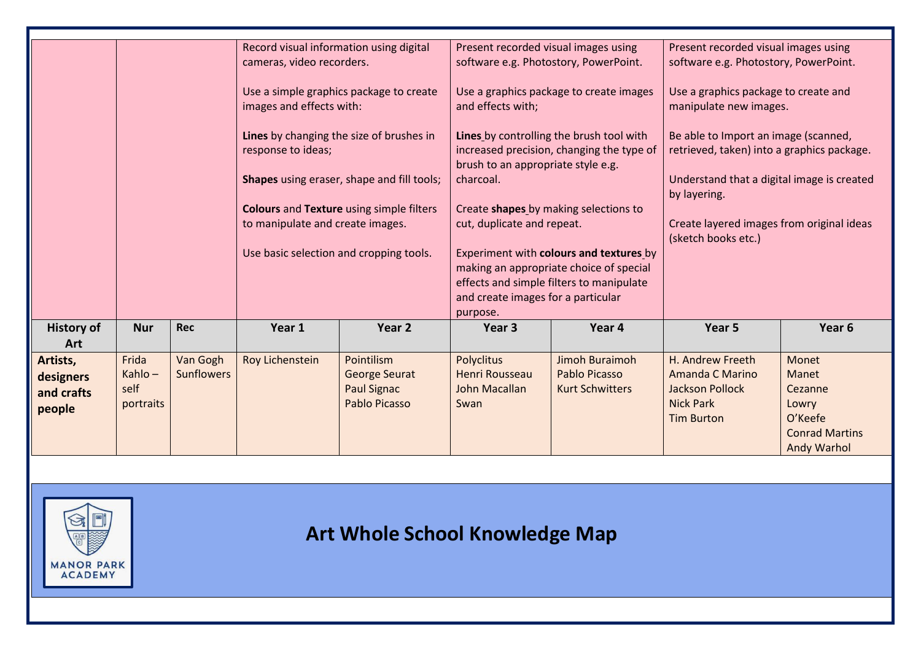| | | | Year 1 / Year 2 | | Year 3 / Year 4 | | Year 5 / Year 6 | |
|---|---|---|---|---|---|---|---|---|
| | | | Record visual information using digital cameras, video recorders.<br><br>Use a simple graphics package to create images and effects with:<br><br>**Lines** by changing the size of brushes in response to ideas;<br><br>**Shapes** using eraser, shape and fill tools;<br><br>**Colours** and **Texture** using simple filters to manipulate and create images.<br><br>Use basic selection and cropping tools. | | Present recorded visual images using software e.g. Photostory, PowerPoint.<br><br>Use a graphics package to create images and effects with;<br><br>**Lines** by controlling the brush tool with increased precision, changing the type of brush to an appropriate style e.g. charcoal.<br><br>Create **shapes** by making selections to cut, duplicate and repeat.<br><br>Experiment with **colours and textures** by making an appropriate choice of special effects and simple filters to manipulate and create images for a particular purpose. | | Present recorded visual images using software e.g. Photostory, PowerPoint.<br><br>Use a graphics package to create and manipulate new images.<br><br>Be able to Import an image (scanned, retrieved, taken) into a graphics package.<br><br>Understand that a digital image is created by layering.<br><br>Create layered images from original ideas (sketch books etc.) | |
| **History of Art** | **Nur** | **Rec** | **Year 1** | **Year 2** | **Year 3** | **Year 4** | **Year 5** | **Year 6** |
| **Artists, designers and crafts people** | Frida Kahlo – self portraits | Van Gogh Sunflowers | Roy Lichenstein | Pointilism<br>George Seurat<br>Paul Signac<br>Pablo Picasso | Polyclitus<br>Henri Rousseau<br>John Macallan Swan | Jimoh Buraimoh<br>Pablo Picasso<br>Kurt Schwitters | H. Andrew Freeth<br>Amanda C Marino<br>Jackson Pollock<br>Nick Park<br>Tim Burton | Monet<br>Manet<br>Cezanne<br>Lowry<br>O'Keefe<br>Conrad Martins<br>Andy Warhol |

MANOR PARK ACADEMY

# Art Whole School Knowledge Map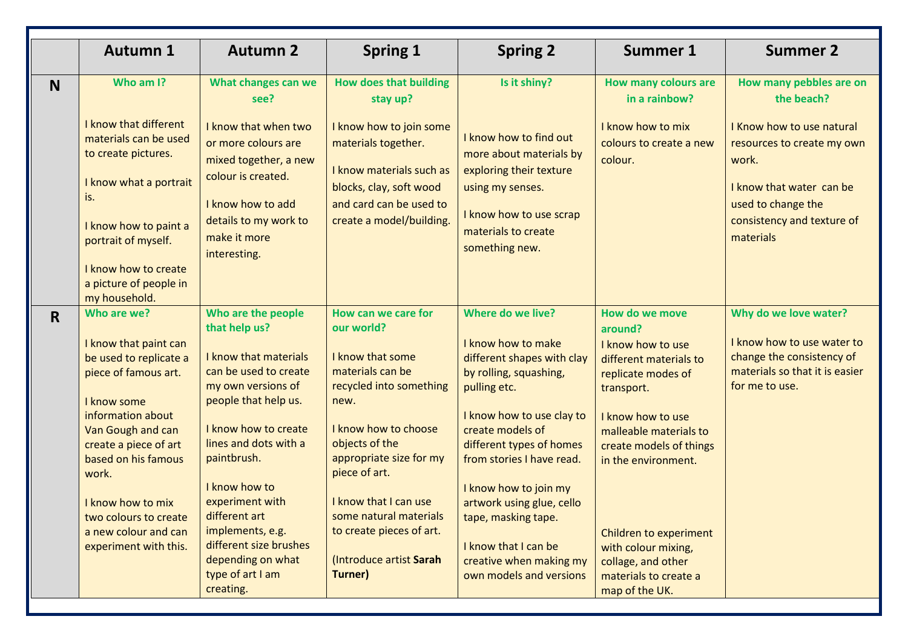| | Autumn 1 | Autumn 2 | Spring 1 | Spring 2 | Summer 1 | Summer 2 |
|---|---|---|---|---|---|---|
| **N** | **Who am I?**<br><br>I know that different materials can be used to create pictures.<br><br>I know what a portrait is.<br><br>I know how to paint a portrait of myself.<br><br>I know how to create a picture of people in my household. | **What changes can we see?**<br><br>I know that when two or more colours are mixed together, a new colour is created.<br><br>I know how to add details to my work to make it more interesting. | **How does that building stay up?**<br><br>I know how to join some materials together.<br><br>I know materials such as blocks, clay, soft wood and card can be used to create a model/building. | **Is it shiny?**<br><br>I know how to find out more about materials by exploring their texture using my senses.<br><br>I know how to use scrap materials to create something new. | **How many colours are in a rainbow?**<br><br>I know how to mix colours to create a new colour. | **How many pebbles are on the beach?**<br><br>I Know how to use natural resources to create my own work.<br><br>I know that water can be used to change the consistency and texture of materials |
| **R** | **Who are we?**<br><br>I know that paint can be used to replicate a piece of famous art.<br><br>I know some information about Van Gough and can create a piece of art based on his famous work.<br><br>I know how to mix two colours to create a new colour and can experiment with this. | **Who are the people that help us?**<br><br>I know that materials can be used to create my own versions of people that help us.<br><br>I know how to create lines and dots with a paintbrush.<br><br>I know how to experiment with different art implements, e.g. different size brushes depending on what type of art I am creating. | **How can we care for our world?**<br><br>I know that some materials can be recycled into something new.<br><br>I know how to choose objects of the appropriate size for my piece of art.<br><br>I know that I can use some natural materials to create pieces of art.<br><br>(Introduce artist **Sarah Turner**) | **Where do we live?**<br><br>I know how to make different shapes with clay by rolling, squashing, pulling etc.<br><br>I know how to use clay to create models of different types of homes from stories I have read.<br><br>I know how to join my artwork using glue, cello tape, masking tape.<br><br>I know that I can be creative when making my own models and versions | **How do we move around?**<br><br>I know how to use different materials to replicate modes of transport.<br><br>I know how to use malleable materials to create models of things in the environment.<br><br>Children to experiment with colour mixing, collage, and other materials to create a map of the UK. | **Why do we love water?**<br><br>I know how to use water to change the consistency of materials so that it is easier for me to use. |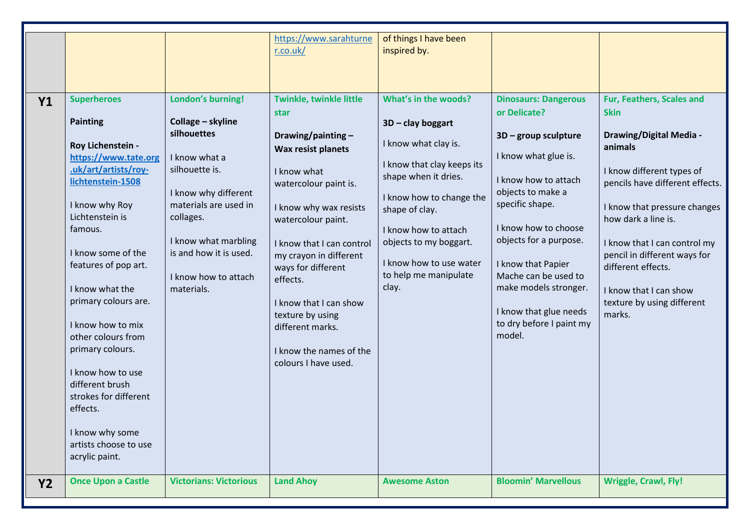| | | | | | | |
|---|---|---|---|---|---|---|
| | | | https://www.sarahturner.co.uk/ | of things I have been inspired by. | | |
| **Y1** | **Superheroes**<br><br>**Painting**<br><br>**Roy Lichenstein - https://www.tate.org.uk/art/artists/roy-lichtenstein-1508**<br><br>I know why Roy Lichtenstein is famous.<br><br>I know some of the features of pop art.<br><br>I know what the primary colours are.<br><br>I know how to mix other colours from primary colours.<br><br>I know how to use different brush strokes for different effects.<br><br>I know why some artists choose to use acrylic paint. | **London's burning!**<br><br>**Collage – skyline silhouettes**<br><br>I know what a silhouette is.<br><br>I know why different materials are used in collages.<br><br>I know what marbling is and how it is used.<br><br>I know how to attach materials. | **Twinkle, twinkle little star**<br><br>**Drawing/painting – Wax resist planets**<br><br>I know what watercolour paint is.<br><br>I know why wax resists watercolour paint.<br><br>I know that I can control my crayon in different ways for different effects.<br><br>I know that I can show texture by using different marks.<br><br>I know the names of the colours I have used. | **What's in the woods?**<br><br>**3D – clay boggart**<br><br>I know what clay is.<br><br>I know that clay keeps its shape when it dries.<br><br>I know how to change the shape of clay.<br><br>I know how to attach objects to my boggart.<br><br>I know how to use water to help me manipulate clay. | **Dinosaurs: Dangerous or Delicate?**<br><br>**3D – group sculpture**<br><br>I know what glue is.<br><br>I know how to attach objects to make a specific shape.<br><br>I know how to choose objects for a purpose.<br><br>I know that Papier Mache can be used to make models stronger.<br><br>I know that glue needs to dry before I paint my model. | **Fur, Feathers, Scales and Skin**<br><br>**Drawing/Digital Media - animals**<br><br>I know different types of pencils have different effects.<br><br>I know that pressure changes how dark a line is.<br><br>I know that I can control my pencil in different ways for different effects.<br><br>I know that I can show texture by using different marks. |
| **Y2** | **Once Upon a Castle** | **Victorians: Victorious** | **Land Ahoy** | **Awesome Aston** | **Bloomin' Marvellous** | **Wriggle, Crawl, Fly!** |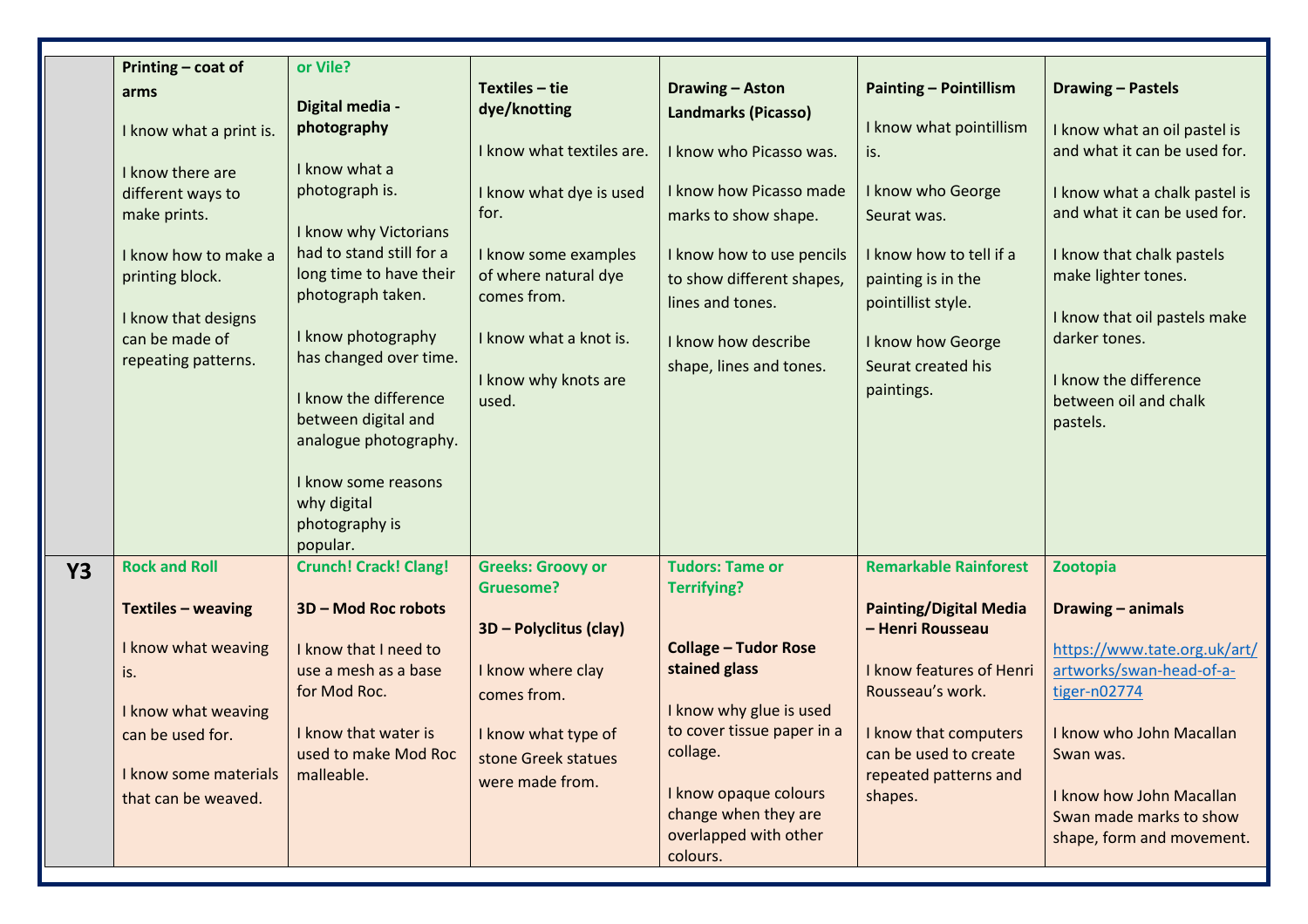| | | | | | | |
|---|---|---|---|---|---|---|
| | **Printing – coat of arms**<br><br>I know what a print is.<br><br>I know there are different ways to make prints.<br><br>I know how to make a printing block.<br><br>I know that designs can be made of repeating patterns. | **or Vile?**<br><br>**Digital media - photography**<br><br>I know what a photograph is.<br><br>I know why Victorians had to stand still for a long time to have their photograph taken.<br><br>I know photography has changed over time.<br><br>I know the difference between digital and analogue photography.<br><br>I know some reasons why digital photography is popular. | **Textiles – tie dye/knotting**<br><br>I know what textiles are.<br><br>I know what dye is used for.<br><br>I know some examples of where natural dye comes from.<br><br>I know what a knot is.<br><br>I know why knots are used. | **Drawing – Aston Landmarks (Picasso)**<br><br>I know who Picasso was.<br><br>I know how Picasso made marks to show shape.<br><br>I know how to use pencils to show different shapes, lines and tones.<br><br>I know how describe shape, lines and tones. | **Painting – Pointillism**<br><br>I know what pointillism is.<br><br>I know who George Seurat was.<br><br>I know how to tell if a painting is in the pointillist style.<br><br>I know how George Seurat created his paintings. | **Drawing – Pastels**<br><br>I know what an oil pastel is and what it can be used for.<br><br>I know what a chalk pastel is and what it can be used for.<br><br>I know that chalk pastels make lighter tones.<br><br>I know that oil pastels make darker tones.<br><br>I know the difference between oil and chalk pastels. |
| **Y3** | **Rock and Roll**<br><br>**Textiles – weaving**<br><br>I know what weaving is.<br><br>I know what weaving can be used for.<br><br>I know some materials that can be weaved. | **Crunch! Crack! Clang!**<br><br>**3D – Mod Roc robots**<br><br>I know that I need to use a mesh as a base for Mod Roc.<br><br>I know that water is used to make Mod Roc malleable. | **Greeks: Groovy or Gruesome?**<br><br>**3D – Polyclitus (clay)**<br><br>I know where clay comes from.<br><br>I know what type of stone Greek statues were made from. | **Tudors: Tame or Terrifying?**<br><br>**Collage – Tudor Rose stained glass**<br><br>I know why glue is used to cover tissue paper in a collage.<br><br>I know opaque colours change when they are overlapped with other colours. | **Remarkable Rainforest**<br><br>**Painting/Digital Media – Henri Rousseau**<br><br>I know features of Henri Rousseau's work.<br><br>I know that computers can be used to create repeated patterns and shapes. | **Zootopia**<br><br>**Drawing – animals**<br><br>https://www.tate.org.uk/art/artworks/swan-head-of-a-tiger-n02774<br><br>I know who John Macallan Swan was.<br><br>I know how John Macallan Swan made marks to show shape, form and movement. |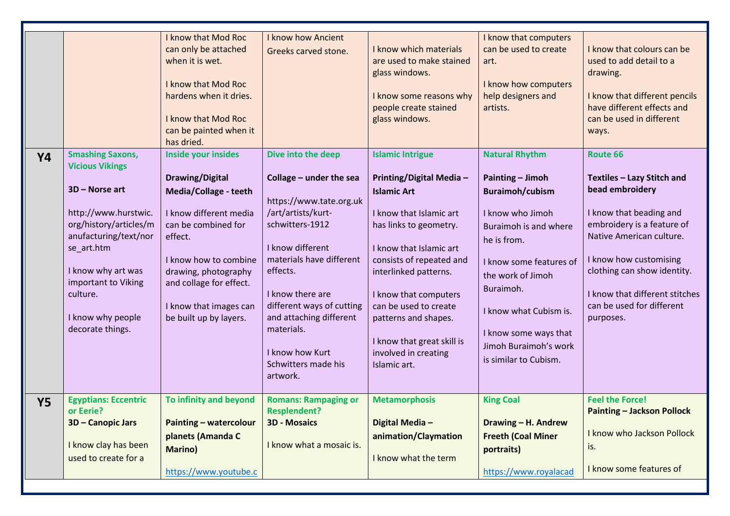| | | | | | | |
|---|---|---|---|---|---|---|
| | | I know that Mod Roc can only be attached when it is wet.<br><br>I know that Mod Roc hardens when it dries.<br><br>I know that Mod Roc can be painted when it has dried. | I know how Ancient Greeks carved stone. | I know which materials are used to make stained glass windows.<br><br>I know some reasons why people create stained glass windows. | I know that computers can be used to create art.<br><br>I know how computers help designers and artists. | I know that colours can be used to add detail to a drawing.<br><br>I know that different pencils have different effects and can be used in different ways. |
| **Y4** | **Smashing Saxons, Vicious Vikings**<br><br>**3D – Norse art**<br><br>http://www.hurstwic.org/history/articles/manufacturing/text/norse_art.htm<br><br>I know why art was important to Viking culture.<br><br>I know why people decorate things. | **Inside your insides**<br><br>**Drawing/Digital Media/Collage - teeth**<br><br>I know different media can be combined for effect.<br><br>I know how to combine drawing, photography and collage for effect.<br><br>I know that images can be built up by layers. | **Dive into the deep**<br><br>**Collage – under the sea**<br><br>https://www.tate.org.uk/art/artists/kurt-schwitters-1912<br><br>I know different materials have different effects.<br><br>I know there are different ways of cutting and attaching different materials.<br><br>I know how Kurt Schwitters made his artwork. | **Islamic Intrigue**<br><br>**Printing/Digital Media – Islamic Art**<br><br>I know that Islamic art has links to geometry.<br><br>I know that Islamic art consists of repeated and interlinked patterns.<br><br>I know that computers can be used to create patterns and shapes.<br><br>I know that great skill is involved in creating Islamic art. | **Natural Rhythm**<br><br>**Painting – Jimoh Buraimoh/cubism**<br><br>I know who Jimoh Buraimoh is and where he is from.<br><br>I know some features of the work of Jimoh Buraimoh.<br><br>I know what Cubism is.<br><br>I know some ways that Jimoh Buraimoh's work is similar to Cubism. | **Route 66**<br><br>**Textiles – Lazy Stitch and bead embroidery**<br><br>I know that beading and embroidery is a feature of Native American culture.<br><br>I know how customising clothing can show identity.<br><br>I know that different stitches can be used for different purposes. |
| **Y5** | **Egyptians: Eccentric or Eerie?**<br>**3D – Canopic Jars**<br><br>I know clay has been used to create for a | **To infinity and beyond**<br><br>**Painting – watercolour planets (Amanda C Marino)**<br><br>https://www.youtube.c | **Romans: Rampaging or Resplendent?**<br>**3D - Mosaics**<br><br>I know what a mosaic is. | **Metamorphosis**<br><br>**Digital Media – animation/Claymation**<br><br>I know what the term | **King Coal**<br><br>**Drawing – H. Andrew Freeth (Coal Miner portraits)**<br><br>https://www.royalacad | **Feel the Force!**<br>**Painting – Jackson Pollock**<br><br>I know who Jackson Pollock is.<br><br>I know some features of |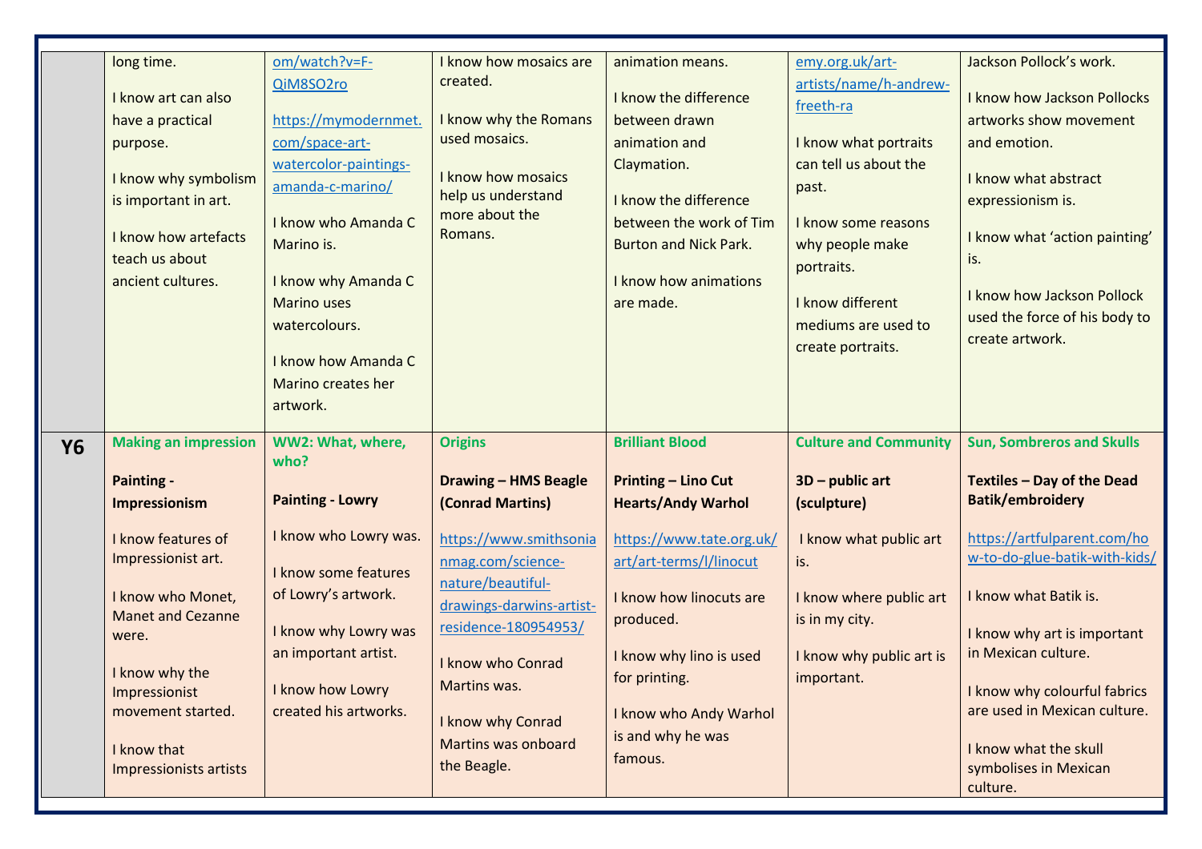| | | | | | | |
|---|---|---|---|---|---|---|
| | long time.<br><br>I know art can also have a practical purpose.<br><br>I know why symbolism is important in art.<br><br>I know how artefacts teach us about ancient cultures. | om/watch?v=F-QiM8SO2ro<br><br>https://mymodernmet.com/space-art-watercolor-paintings-amanda-c-marino/<br><br>I know who Amanda C Marino is.<br><br>I know why Amanda C Marino uses watercolours.<br><br>I know how Amanda C Marino creates her artwork. | I know how mosaics are created.<br><br>I know why the Romans used mosaics.<br><br>I know how mosaics help us understand more about the Romans. | animation means.<br><br>I know the difference between drawn animation and Claymation.<br><br>I know the difference between the work of Tim Burton and Nick Park.<br><br>I know how animations are made. | emy.org.uk/art-artists/name/h-andrew-freeth-ra<br><br>I know what portraits can tell us about the past.<br><br>I know some reasons why people make portraits.<br><br>I know different mediums are used to create portraits. | Jackson Pollock's work.<br><br>I know how Jackson Pollocks artworks show movement and emotion.<br><br>I know what abstract expressionism is.<br><br>I know what 'action painting' is.<br><br>I know how Jackson Pollock used the force of his body to create artwork. |
| **Y6** | **Making an impression**<br><br>**Painting - Impressionism**<br><br>I know features of Impressionist art.<br><br>I know who Monet, Manet and Cezanne were.<br><br>I know why the Impressionist movement started.<br><br>I know that Impressionists artists | **WW2: What, where, who?**<br><br>**Painting - Lowry**<br><br>I know who Lowry was.<br><br>I know some features of Lowry's artwork.<br><br>I know why Lowry was an important artist.<br><br>I know how Lowry created his artworks. | **Origins**<br><br>**Drawing – HMS Beagle (Conrad Martins)**<br><br>https://www.smithsonianmag.com/science-nature/beautiful-drawings-darwins-artist-residence-180954953/<br><br>I know who Conrad Martins was.<br><br>I know why Conrad Martins was onboard the Beagle. | **Brilliant Blood**<br><br>**Printing – Lino Cut Hearts/Andy Warhol**<br><br>https://www.tate.org.uk/art/art-terms/l/linocut<br><br>I know how linocuts are produced.<br><br>I know why lino is used for printing.<br><br>I know who Andy Warhol is and why he was famous. | **Culture and Community**<br><br>**3D – public art (sculpture)**<br><br>I know what public art is.<br><br>I know where public art is in my city.<br><br>I know why public art is important. | **Sun, Sombreros and Skulls**<br><br>**Textiles – Day of the Dead Batik/embroidery**<br><br>https://artfulparent.com/how-to-do-glue-batik-with-kids/<br><br>I know what Batik is.<br><br>I know why art is important in Mexican culture.<br><br>I know why colourful fabrics are used in Mexican culture.<br><br>I know what the skull symbolises in Mexican culture. |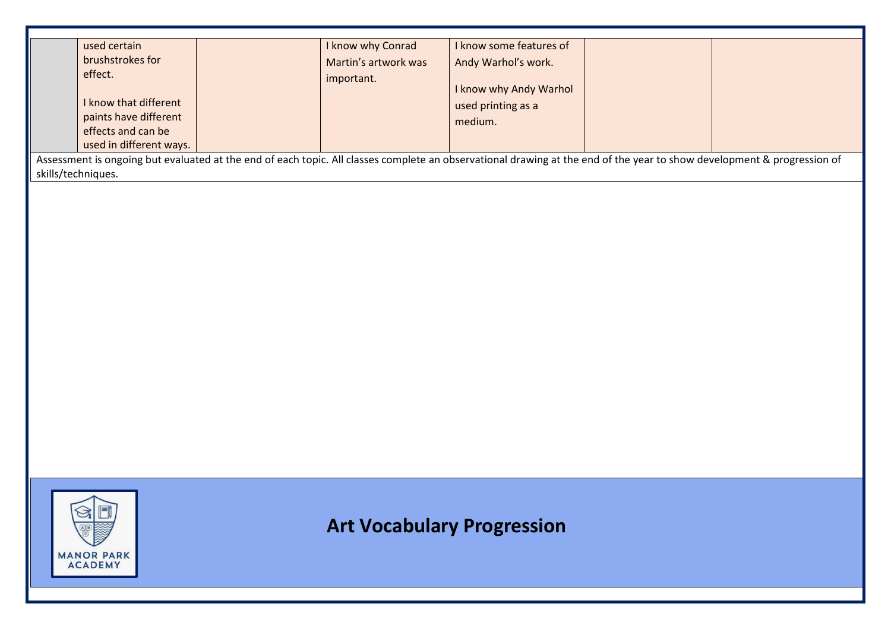| | | | | | | |
|---|---|---|---|---|---|---|
| | used certain brushstrokes for effect.<br><br>I know that different paints have different effects and can be used in different ways. | | I know why Conrad Martin's artwork was important. | I know some features of Andy Warhol's work.<br><br>I know why Andy Warhol used printing as a medium. | | |

Assessment is ongoing but evaluated at the end of each topic. All classes complete an observational drawing at the end of the year to show development & progression of skills/techniques.

MANOR PARK ACADEMY

## Art Vocabulary Progression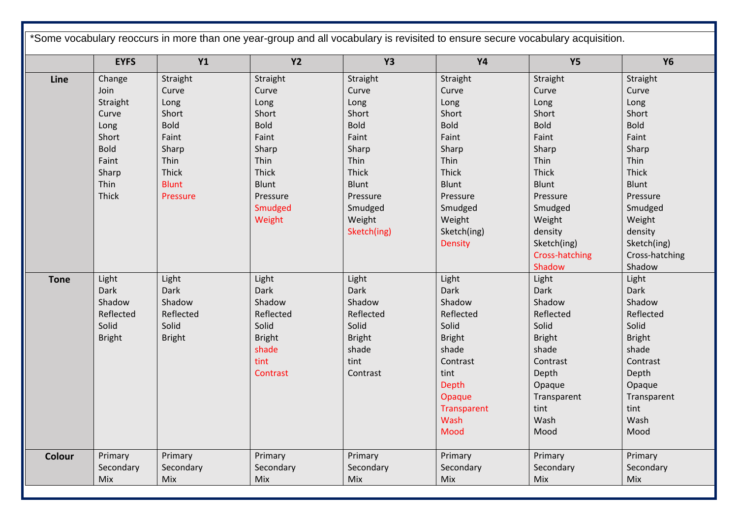*Some vocabulary reoccurs in more than one year-group and all vocabulary is revisited to ensure secure vocabulary acquisition.

| | EYFS | Y1 | Y2 | Y3 | Y4 | Y5 | Y6 |
|---|---|---|---|---|---|---|---|
| **Line** | Change<br>Join<br>Straight<br>Curve<br>Long<br>Short<br>Bold<br>Faint<br>Sharp<br>Thin<br>Thick | Straight<br>Curve<br>Long<br>Short<br>Bold<br>Faint<br>Sharp<br>Thin<br>Thick<br>Blunt<br>Pressure | Straight<br>Curve<br>Long<br>Short<br>Bold<br>Faint<br>Sharp<br>Thin<br>Thick<br>Blunt<br>Pressure<br>Smudged<br>Weight | Straight<br>Curve<br>Long<br>Short<br>Bold<br>Faint<br>Sharp<br>Thin<br>Thick<br>Blunt<br>Pressure<br>Smudged<br>Weight<br>Sketch(ing) | Straight<br>Curve<br>Long<br>Short<br>Bold<br>Faint<br>Sharp<br>Thin<br>Thick<br>Blunt<br>Pressure<br>Smudged<br>Weight<br>Sketch(ing)<br>Density | Straight<br>Curve<br>Long<br>Short<br>Bold<br>Faint<br>Sharp<br>Thin<br>Thick<br>Blunt<br>Pressure<br>Smudged<br>Weight<br>density<br>Sketch(ing)<br>Cross-hatching<br>Shadow | Straight<br>Curve<br>Long<br>Short<br>Bold<br>Faint<br>Sharp<br>Thin<br>Thick<br>Blunt<br>Pressure<br>Smudged<br>Weight<br>density<br>Sketch(ing)<br>Cross-hatching<br>Shadow |
| **Tone** | Light<br>Dark<br>Shadow<br>Reflected<br>Solid<br>Bright | Light<br>Dark<br>Shadow<br>Reflected<br>Solid<br>Bright | Light<br>Dark<br>Shadow<br>Reflected<br>Solid<br>Bright<br>shade<br>tint<br>Contrast | Light<br>Dark<br>Shadow<br>Reflected<br>Solid<br>Bright<br>shade<br>tint<br>Contrast | Light<br>Dark<br>Shadow<br>Reflected<br>Solid<br>Bright<br>shade<br>Contrast<br>tint<br>Depth<br>Opaque<br>Transparent<br>Wash<br>Mood | Light<br>Dark<br>Shadow<br>Reflected<br>Solid<br>Bright<br>shade<br>Contrast<br>Depth<br>Opaque<br>Transparent<br>tint<br>Wash<br>Mood | Light<br>Dark<br>Shadow<br>Reflected<br>Solid<br>Bright<br>shade<br>Contrast<br>Depth<br>Opaque<br>Transparent<br>tint<br>Wash<br>Mood |
| **Colour** | Primary<br>Secondary<br>Mix | Primary<br>Secondary<br>Mix | Primary<br>Secondary<br>Mix | Primary<br>Secondary<br>Mix | Primary<br>Secondary<br>Mix | Primary<br>Secondary<br>Mix | Primary<br>Secondary<br>Mix |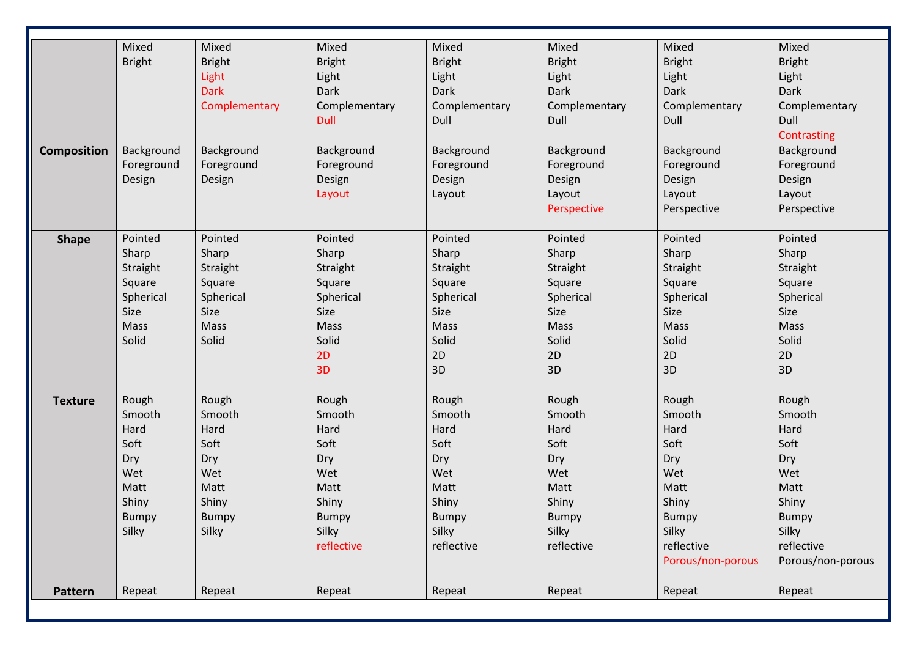| | | | | | | | |
|---|---|---|---|---|---|---|---|
| | Mixed<br>Bright | Mixed<br>Bright<br>Light<br>Dark<br>Complementary | Mixed<br>Bright<br>Light<br>Dark<br>Complementary<br>Dull | Mixed<br>Bright<br>Light<br>Dark<br>Complementary<br>Dull | Mixed<br>Bright<br>Light<br>Dark<br>Complementary<br>Dull | Mixed<br>Bright<br>Light<br>Dark<br>Complementary<br>Dull | Mixed<br>Bright<br>Light<br>Dark<br>Complementary<br>Dull<br>Contrasting |
| **Composition** | Background<br>Foreground<br>Design | Background<br>Foreground<br>Design | Background<br>Foreground<br>Design<br>Layout | Background<br>Foreground<br>Design<br>Layout | Background<br>Foreground<br>Design<br>Layout<br>Perspective | Background<br>Foreground<br>Design<br>Layout<br>Perspective | Background<br>Foreground<br>Design<br>Layout<br>Perspective |
| **Shape** | Pointed<br>Sharp<br>Straight<br>Square<br>Spherical<br>Size<br>Mass<br>Solid | Pointed<br>Sharp<br>Straight<br>Square<br>Spherical<br>Size<br>Mass<br>Solid | Pointed<br>Sharp<br>Straight<br>Square<br>Spherical<br>Size<br>Mass<br>Solid<br>2D<br>3D | Pointed<br>Sharp<br>Straight<br>Square<br>Spherical<br>Size<br>Mass<br>Solid<br>2D<br>3D | Pointed<br>Sharp<br>Straight<br>Square<br>Spherical<br>Size<br>Mass<br>Solid<br>2D<br>3D | Pointed<br>Sharp<br>Straight<br>Square<br>Spherical<br>Size<br>Mass<br>Solid<br>2D<br>3D | Pointed<br>Sharp<br>Straight<br>Square<br>Spherical<br>Size<br>Mass<br>Solid<br>2D<br>3D |
| **Texture** | Rough<br>Smooth<br>Hard<br>Soft<br>Dry<br>Wet<br>Matt<br>Shiny<br>Bumpy<br>Silky | Rough<br>Smooth<br>Hard<br>Soft<br>Dry<br>Wet<br>Matt<br>Shiny<br>Bumpy<br>Silky | Rough<br>Smooth<br>Hard<br>Soft<br>Dry<br>Wet<br>Matt<br>Shiny<br>Bumpy<br>Silky<br>reflective | Rough<br>Smooth<br>Hard<br>Soft<br>Dry<br>Wet<br>Matt<br>Shiny<br>Bumpy<br>Silky<br>reflective | Rough<br>Smooth<br>Hard<br>Soft<br>Dry<br>Wet<br>Matt<br>Shiny<br>Bumpy<br>Silky<br>reflective | Rough<br>Smooth<br>Hard<br>Soft<br>Dry<br>Wet<br>Matt<br>Shiny<br>Bumpy<br>Silky<br>reflective<br>Porous/non-porous | Rough<br>Smooth<br>Hard<br>Soft<br>Dry<br>Wet<br>Matt<br>Shiny<br>Bumpy<br>Silky<br>reflective<br>Porous/non-porous |
| **Pattern** | Repeat | Repeat | Repeat | Repeat | Repeat | Repeat | Repeat |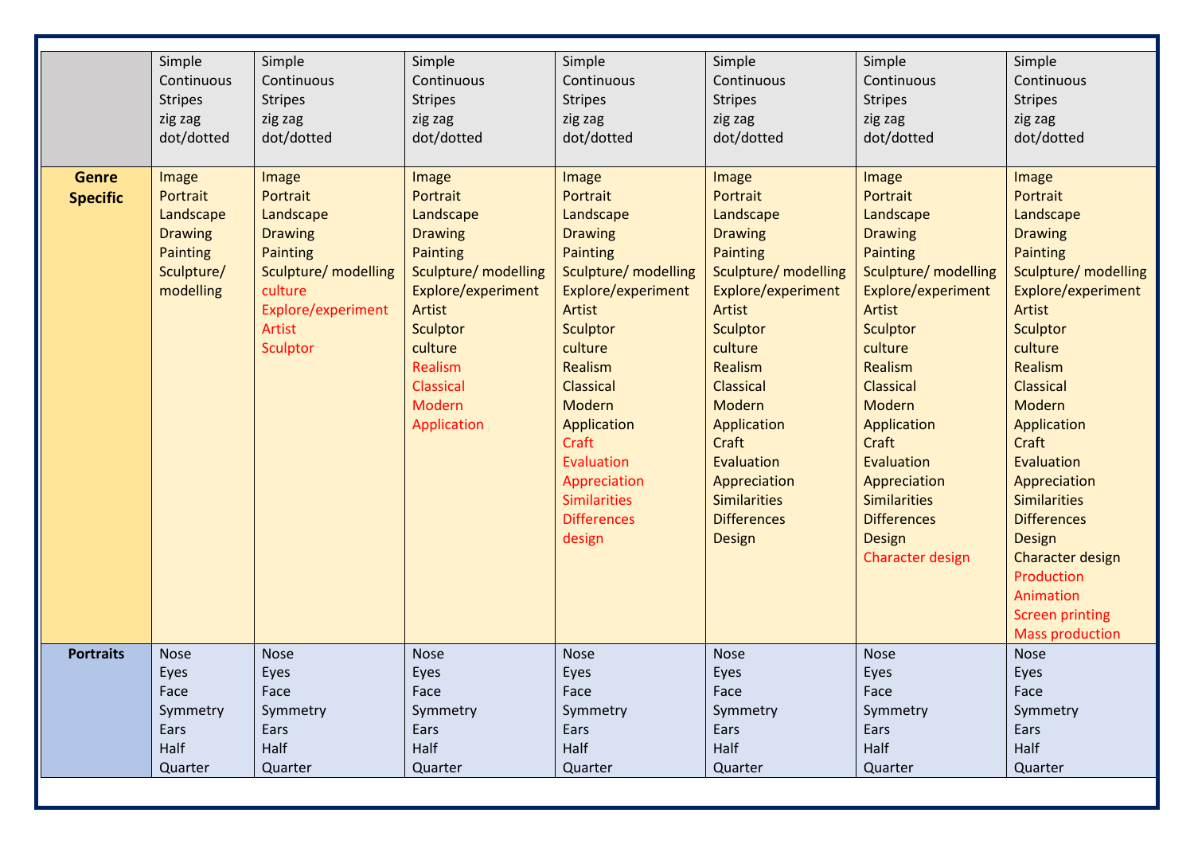| | | | | | | | |
|---|---|---|---|---|---|---|---|
| | Simple<br>Continuous<br>Stripes<br>zig zag<br>dot/dotted | Simple<br>Continuous<br>Stripes<br>zig zag<br>dot/dotted | Simple<br>Continuous<br>Stripes<br>zig zag<br>dot/dotted | Simple<br>Continuous<br>Stripes<br>zig zag<br>dot/dotted | Simple<br>Continuous<br>Stripes<br>zig zag<br>dot/dotted | Simple<br>Continuous<br>Stripes<br>zig zag<br>dot/dotted | Simple<br>Continuous<br>Stripes<br>zig zag<br>dot/dotted |
| **Genre Specific** | Image<br>Portrait<br>Landscape<br>Drawing<br>Painting<br>Sculpture/ modelling | Image<br>Portrait<br>Landscape<br>Drawing<br>Painting<br>Sculpture/ modelling<br>culture<br>Explore/experiment<br>Artist<br>Sculptor | Image<br>Portrait<br>Landscape<br>Drawing<br>Painting<br>Sculpture/ modelling<br>Explore/experiment<br>Artist<br>Sculptor<br>culture<br>Realism<br>Classical<br>Modern<br>Application | Image<br>Portrait<br>Landscape<br>Drawing<br>Painting<br>Sculpture/ modelling<br>Explore/experiment<br>Artist<br>Sculptor<br>culture<br>Realism<br>Classical<br>Modern<br>Application<br>Craft<br>Evaluation<br>Appreciation<br>Similarities<br>Differences<br>design | Image<br>Portrait<br>Landscape<br>Drawing<br>Painting<br>Sculpture/ modelling<br>Explore/experiment<br>Artist<br>Sculptor<br>culture<br>Realism<br>Classical<br>Modern<br>Application<br>Craft<br>Evaluation<br>Appreciation<br>Similarities<br>Differences<br>Design | Image<br>Portrait<br>Landscape<br>Drawing<br>Painting<br>Sculpture/ modelling<br>Explore/experiment<br>Artist<br>Sculptor<br>culture<br>Realism<br>Classical<br>Modern<br>Application<br>Craft<br>Evaluation<br>Appreciation<br>Similarities<br>Differences<br>Design<br>Character design | Image<br>Portrait<br>Landscape<br>Drawing<br>Painting<br>Sculpture/ modelling<br>Explore/experiment<br>Artist<br>Sculptor<br>culture<br>Realism<br>Classical<br>Modern<br>Application<br>Craft<br>Evaluation<br>Appreciation<br>Similarities<br>Differences<br>Design<br>Character design<br>Production<br>Animation<br>Screen printing<br>Mass production |
| **Portraits** | Nose<br>Eyes<br>Face<br>Symmetry<br>Ears<br>Half<br>Quarter | Nose<br>Eyes<br>Face<br>Symmetry<br>Ears<br>Half<br>Quarter | Nose<br>Eyes<br>Face<br>Symmetry<br>Ears<br>Half<br>Quarter | Nose<br>Eyes<br>Face<br>Symmetry<br>Ears<br>Half<br>Quarter | Nose<br>Eyes<br>Face<br>Symmetry<br>Ears<br>Half<br>Quarter | Nose<br>Eyes<br>Face<br>Symmetry<br>Ears<br>Half<br>Quarter | Nose<br>Eyes<br>Face<br>Symmetry<br>Ears<br>Half<br>Quarter |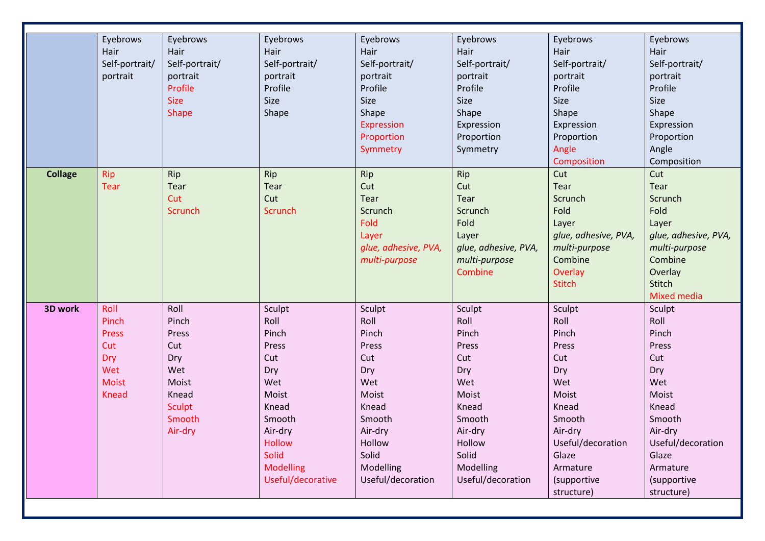| | | | | | | | |
|---|---|---|---|---|---|---|---|
| | Eyebrows<br>Hair<br>Self-portrait/ portrait | Eyebrows<br>Hair<br>Self-portrait/ portrait<br>Profile<br>Size<br>Shape | Eyebrows<br>Hair<br>Self-portrait/ portrait<br>Profile<br>Size<br>Shape | Eyebrows<br>Hair<br>Self-portrait/ portrait<br>Profile<br>Size<br>Shape<br>Expression<br>Proportion<br>Symmetry | Eyebrows<br>Hair<br>Self-portrait/ portrait<br>Profile<br>Size<br>Shape<br>Expression<br>Proportion<br>Symmetry | Eyebrows<br>Hair<br>Self-portrait/ portrait<br>Profile<br>Size<br>Shape<br>Expression<br>Proportion<br>Angle<br>Composition | Eyebrows<br>Hair<br>Self-portrait/ portrait<br>Profile<br>Size<br>Shape<br>Expression<br>Proportion<br>Angle<br>Composition |
| **Collage** | Rip<br>Tear | Rip<br>Tear<br>Cut<br>Scrunch | Rip<br>Tear<br>Cut<br>Scrunch | Rip<br>Cut<br>Tear<br>Scrunch<br>Fold<br>Layer<br>*glue, adhesive, PVA, multi-purpose* | Rip<br>Cut<br>Tear<br>Scrunch<br>Fold<br>Layer<br>*glue, adhesive, PVA, multi-purpose*<br>Combine | Cut<br>Tear<br>Scrunch<br>Fold<br>Layer<br>*glue, adhesive, PVA, multi-purpose*<br>Combine<br>Overlay<br>Stitch | Cut<br>Tear<br>Scrunch<br>Fold<br>Layer<br>*glue, adhesive, PVA, multi-purpose*<br>Combine<br>Overlay<br>Stitch<br>Mixed media |
| **3D work** | Roll<br>Pinch<br>Press<br>Cut<br>Dry<br>Wet<br>Moist<br>Knead | Roll<br>Pinch<br>Press<br>Cut<br>Dry<br>Wet<br>Moist<br>Knead<br>Sculpt<br>Smooth<br>Air-dry | Sculpt<br>Roll<br>Pinch<br>Press<br>Cut<br>Dry<br>Wet<br>Moist<br>Knead<br>Smooth<br>Air-dry<br>Hollow<br>Solid<br>Modelling<br>Useful/decorative | Sculpt<br>Roll<br>Pinch<br>Press<br>Cut<br>Dry<br>Wet<br>Moist<br>Knead<br>Smooth<br>Air-dry<br>Hollow<br>Solid<br>Modelling<br>Useful/decoration | Sculpt<br>Roll<br>Pinch<br>Press<br>Cut<br>Dry<br>Wet<br>Moist<br>Knead<br>Smooth<br>Air-dry<br>Hollow<br>Solid<br>Modelling<br>Useful/decoration | Sculpt<br>Roll<br>Pinch<br>Press<br>Cut<br>Dry<br>Wet<br>Moist<br>Knead<br>Smooth<br>Air-dry<br>Useful/decoration<br>Glaze<br>Armature (supportive structure) | Sculpt<br>Roll<br>Pinch<br>Press<br>Cut<br>Dry<br>Wet<br>Moist<br>Knead<br>Smooth<br>Air-dry<br>Useful/decoration<br>Glaze<br>Armature (supportive structure) |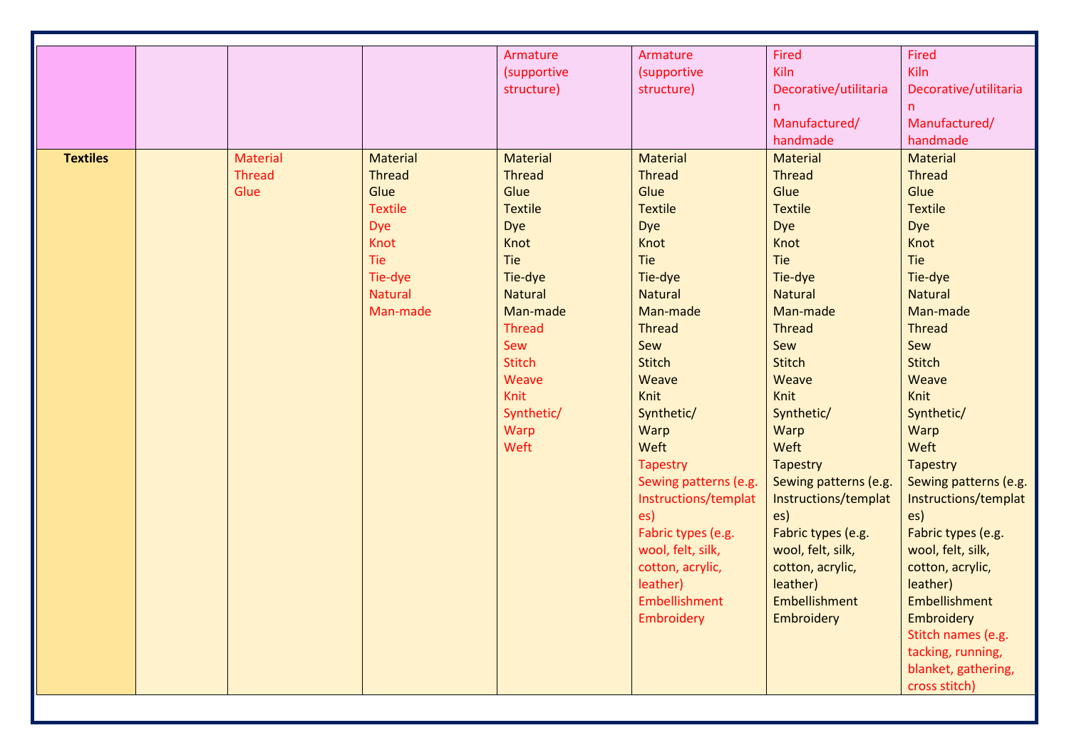| | | | | | | | |
|---|---|---|---|---|---|---|---|
| | | | | Armature (supportive structure) | Armature (supportive structure) | Fired<br>Kiln<br>Decorative/utilitarian<br>Manufactured/ handmade | Fired<br>Kiln<br>Decorative/utilitarian<br>Manufactured/ handmade |
| **Textiles** | | Material<br>Thread<br>Glue | Material<br>Thread<br>Glue<br>Textile<br>Dye<br>Knot<br>Tie<br>Tie-dye<br>Natural<br>Man-made | Material<br>Thread<br>Glue<br>Textile<br>Dye<br>Knot<br>Tie<br>Tie-dye<br>Natural<br>Man-made<br>Thread<br>Sew<br>Stitch<br>Weave<br>Knit<br>Synthetic/<br>Warp<br>Weft | Material<br>Thread<br>Glue<br>Textile<br>Dye<br>Knot<br>Tie<br>Tie-dye<br>Natural<br>Man-made<br>Thread<br>Sew<br>Stitch<br>Weave<br>Knit<br>Synthetic/<br>Warp<br>Weft<br>Tapestry<br>Sewing patterns (e.g. Instructions/templates)<br>Fabric types (e.g. wool, felt, silk, cotton, acrylic, leather)<br>Embellishment<br>Embroidery | Material<br>Thread<br>Glue<br>Textile<br>Dye<br>Knot<br>Tie<br>Tie-dye<br>Natural<br>Man-made<br>Thread<br>Sew<br>Stitch<br>Weave<br>Knit<br>Synthetic/<br>Warp<br>Weft<br>Tapestry<br>Sewing patterns (e.g. Instructions/templates)<br>Fabric types (e.g. wool, felt, silk, cotton, acrylic, leather)<br>Embellishment<br>Embroidery | Material<br>Thread<br>Glue<br>Textile<br>Dye<br>Knot<br>Tie<br>Tie-dye<br>Natural<br>Man-made<br>Thread<br>Sew<br>Stitch<br>Weave<br>Knit<br>Synthetic/<br>Warp<br>Weft<br>Tapestry<br>Sewing patterns (e.g. Instructions/templates)<br>Fabric types (e.g. wool, felt, silk, cotton, acrylic, leather)<br>Embellishment<br>Embroidery<br>Stitch names (e.g. tacking, running, blanket, gathering, cross stitch) |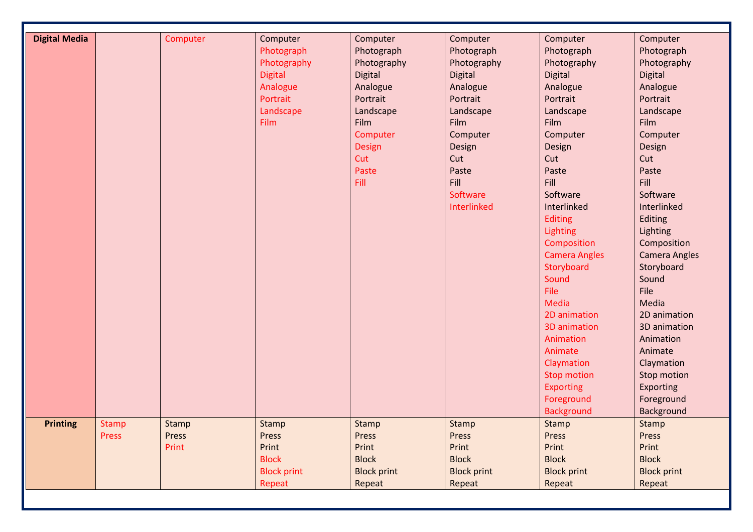| Digital Media | | Computer | Computer<br>Photograph<br>Photography<br>Digital<br>Analogue<br>Portrait<br>Landscape<br>Film | Computer<br>Photograph<br>Photography<br>Digital<br>Analogue<br>Portrait<br>Landscape<br>Film<br>Computer<br>Design<br>Cut<br>Paste<br>Fill | Computer<br>Photograph<br>Photography<br>Digital<br>Analogue<br>Portrait<br>Landscape<br>Film<br>Computer<br>Design<br>Cut<br>Paste<br>Fill<br>Software<br>Interlinked | Computer<br>Photograph<br>Photography<br>Digital<br>Analogue<br>Portrait<br>Landscape<br>Film<br>Computer<br>Design<br>Cut<br>Paste<br>Fill<br>Software<br>Interlinked<br>Editing<br>Lighting<br>Composition<br>Camera Angles<br>Storyboard<br>Sound<br>File<br>Media<br>2D animation<br>3D animation<br>Animation<br>Animate<br>Claymation<br>Stop motion<br>Exporting<br>Foreground<br>Background | Computer<br>Photograph<br>Photography<br>Digital<br>Analogue<br>Portrait<br>Landscape<br>Film<br>Computer<br>Design<br>Cut<br>Paste<br>Fill<br>Software<br>Interlinked<br>Editing<br>Lighting<br>Composition<br>Camera Angles<br>Storyboard<br>Sound<br>File<br>Media<br>2D animation<br>3D animation<br>Animation<br>Animate<br>Claymation<br>Stop motion<br>Exporting<br>Foreground<br>Background |
|---|---|---|---|---|---|---|---|
| Printing | Stamp<br>Press | Stamp<br>Press<br>Print | Stamp<br>Press<br>Print<br>Block<br>Block print<br>Repeat | Stamp<br>Press<br>Print<br>Block<br>Block print<br>Repeat | Stamp<br>Press<br>Print<br>Block<br>Block print<br>Repeat | Stamp<br>Press<br>Print<br>Block<br>Block print<br>Repeat | Stamp<br>Press<br>Print<br>Block<br>Block print<br>Repeat |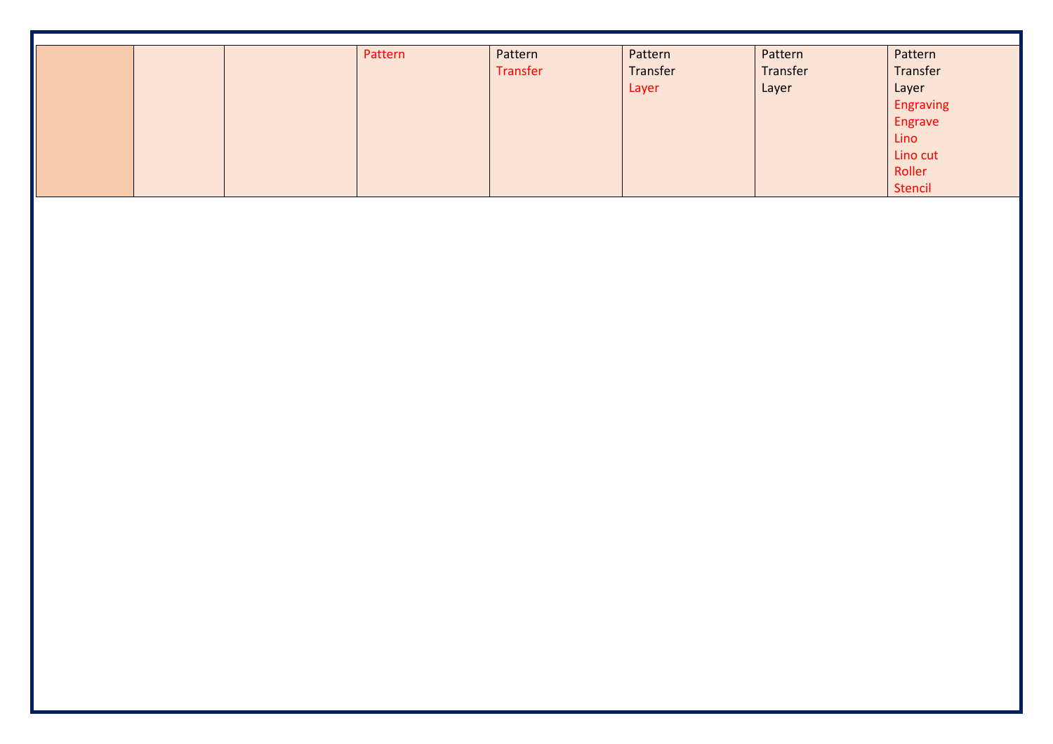| | | | | | | | |
|---|---|---|---|---|---|---|---|
| | | | Pattern | Pattern<br>Transfer | Pattern<br>Transfer<br>Layer | Pattern<br>Transfer<br>Layer | Pattern<br>Transfer<br>Layer<br>Engraving<br>Engrave<br>Lino<br>Lino cut<br>Roller<br>Stencil |